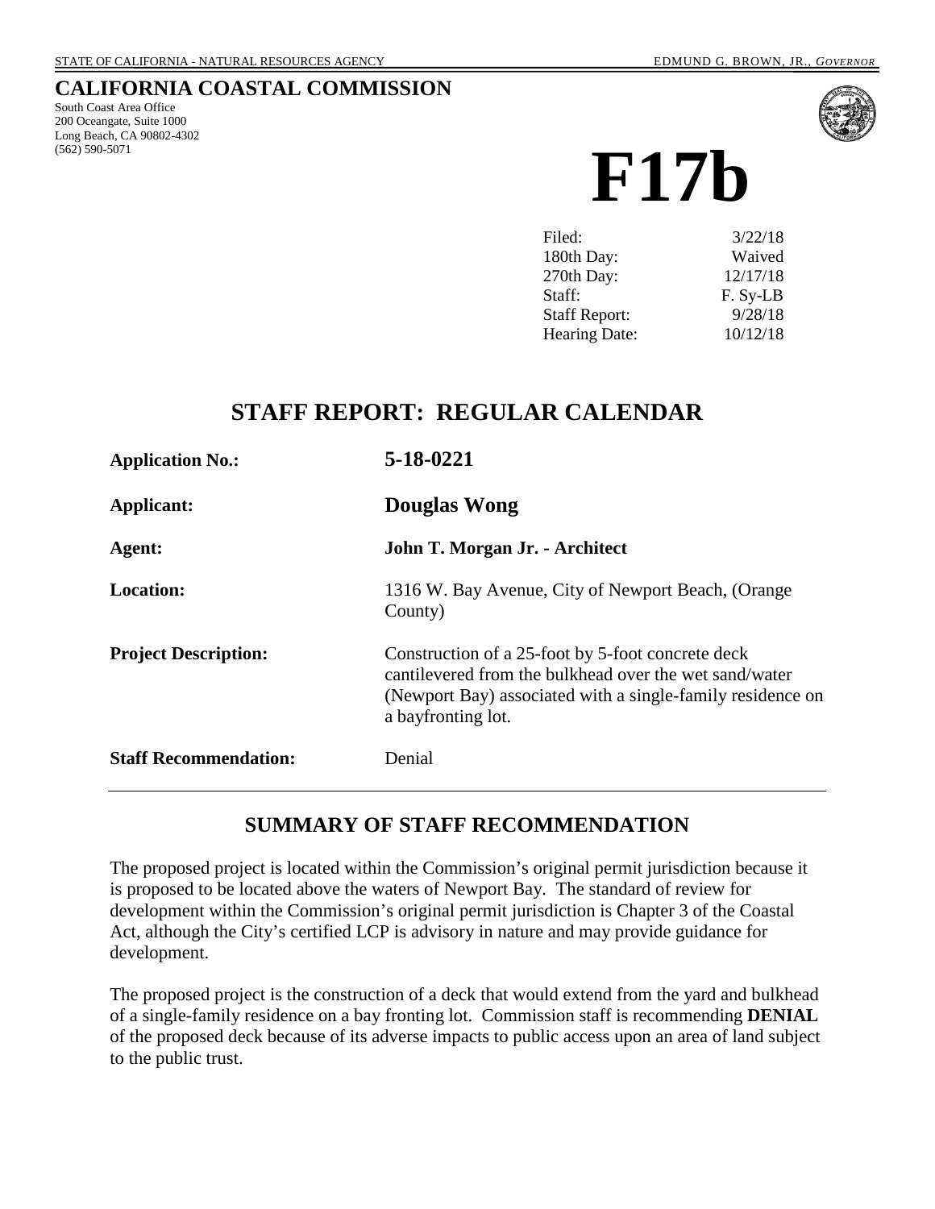STATE OF CALIFORNIA - NATURAL RESOURCES AGENCY EDMUND G. BROWN, JR., *GOVERNOR*

# CALIFORNIA COASTAL COMMISSION

South Coast Area Office
200 Oceangate, Suite 1000
Long Beach, CA 90802-4302
(562) 590-5071

# F17b

| | |
|---|---|
| Filed: | 3/22/18 |
| 180th Day: | Waived |
| 270th Day: | 12/17/18 |
| Staff: | F. Sy-LB |
| Staff Report: | 9/28/18 |
| Hearing Date: | 10/12/18 |

## STAFF REPORT: REGULAR CALENDAR

| | |
|---|---|
| **Application No.:** | **5-18-0221** |
| **Applicant:** | **Douglas Wong** |
| **Agent:** | **John T. Morgan Jr. - Architect** |
| **Location:** | 1316 W. Bay Avenue, City of Newport Beach, (Orange County) |
| **Project Description:** | Construction of a 25-foot by 5-foot concrete deck cantilevered from the bulkhead over the wet sand/water (Newport Bay) associated with a single-family residence on a bayfronting lot. |
| **Staff Recommendation:** | Denial |

## SUMMARY OF STAFF RECOMMENDATION

The proposed project is located within the Commission's original permit jurisdiction because it is proposed to be located above the waters of Newport Bay. The standard of review for development within the Commission's original permit jurisdiction is Chapter 3 of the Coastal Act, although the City's certified LCP is advisory in nature and may provide guidance for development.

The proposed project is the construction of a deck that would extend from the yard and bulkhead of a single-family residence on a bay fronting lot. Commission staff is recommending **DENIAL** of the proposed deck because of its adverse impacts to public access upon an area of land subject to the public trust.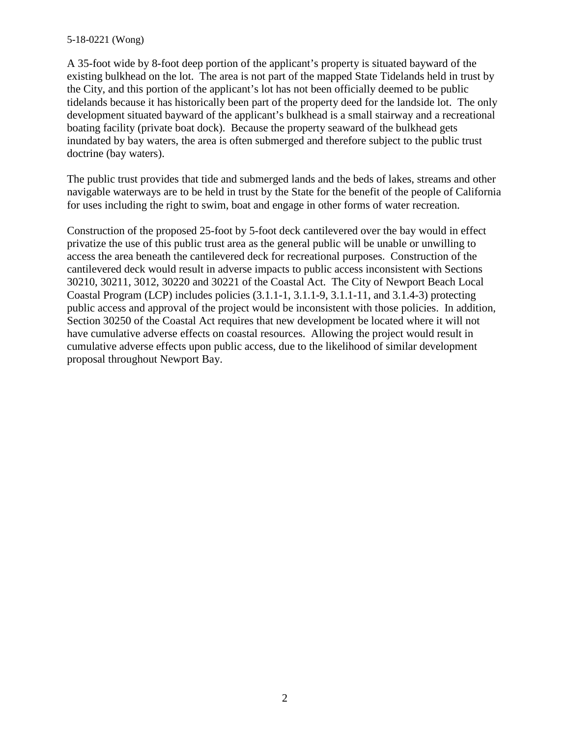A 35-foot wide by 8-foot deep portion of the applicant's property is situated bayward of the existing bulkhead on the lot. The area is not part of the mapped State Tidelands held in trust by the City, and this portion of the applicant's lot has not been officially deemed to be public tidelands because it has historically been part of the property deed for the landside lot. The only development situated bayward of the applicant's bulkhead is a small stairway and a recreational boating facility (private boat dock). Because the property seaward of the bulkhead gets inundated by bay waters, the area is often submerged and therefore subject to the public trust doctrine (bay waters).

The public trust provides that tide and submerged lands and the beds of lakes, streams and other navigable waterways are to be held in trust by the State for the benefit of the people of California for uses including the right to swim, boat and engage in other forms of water recreation.

Construction of the proposed 25-foot by 5-foot deck cantilevered over the bay would in effect privatize the use of this public trust area as the general public will be unable or unwilling to access the area beneath the cantilevered deck for recreational purposes. Construction of the cantilevered deck would result in adverse impacts to public access inconsistent with Sections 30210, 30211, 3012, 30220 and 30221 of the Coastal Act. The City of Newport Beach Local Coastal Program (LCP) includes policies (3.1.1-1, 3.1.1-9, 3.1.1-11, and 3.1.4-3) protecting public access and approval of the project would be inconsistent with those policies. In addition, Section 30250 of the Coastal Act requires that new development be located where it will not have cumulative adverse effects on coastal resources. Allowing the project would result in cumulative adverse effects upon public access, due to the likelihood of similar development proposal throughout Newport Bay.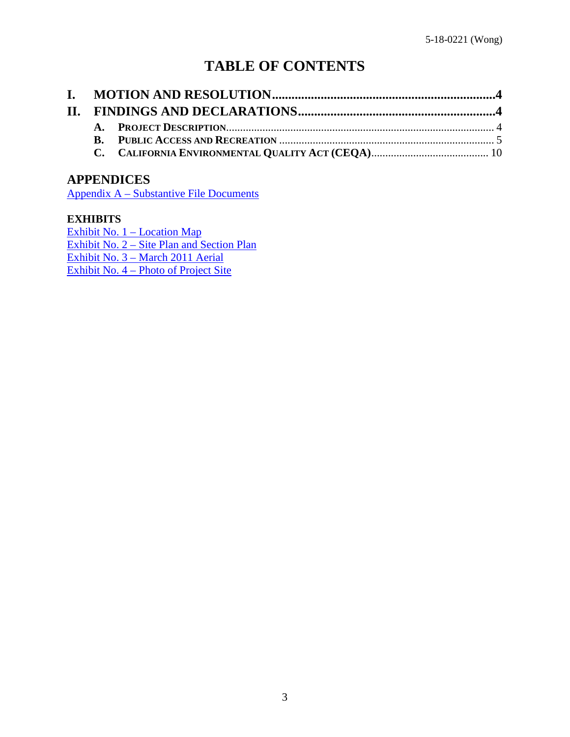# TABLE OF CONTENTS

**I. MOTION AND RESOLUTION.....................................................................4**

**II. FINDINGS AND DECLARATIONS.............................................................4**

- **A. PROJECT DESCRIPTION**................................................................................................ 4
- **B. PUBLIC ACCESS AND RECREATION** ............................................................................. 5
- **C. CALIFORNIA ENVIRONMENTAL QUALITY ACT (CEQA)**.......................................... 10

## APPENDICES

Appendix A – Substantive File Documents

### EXHIBITS

Exhibit No. 1 – Location Map
Exhibit No. 2 – Site Plan and Section Plan
Exhibit No. 3 – March 2011 Aerial
Exhibit No. 4 – Photo of Project Site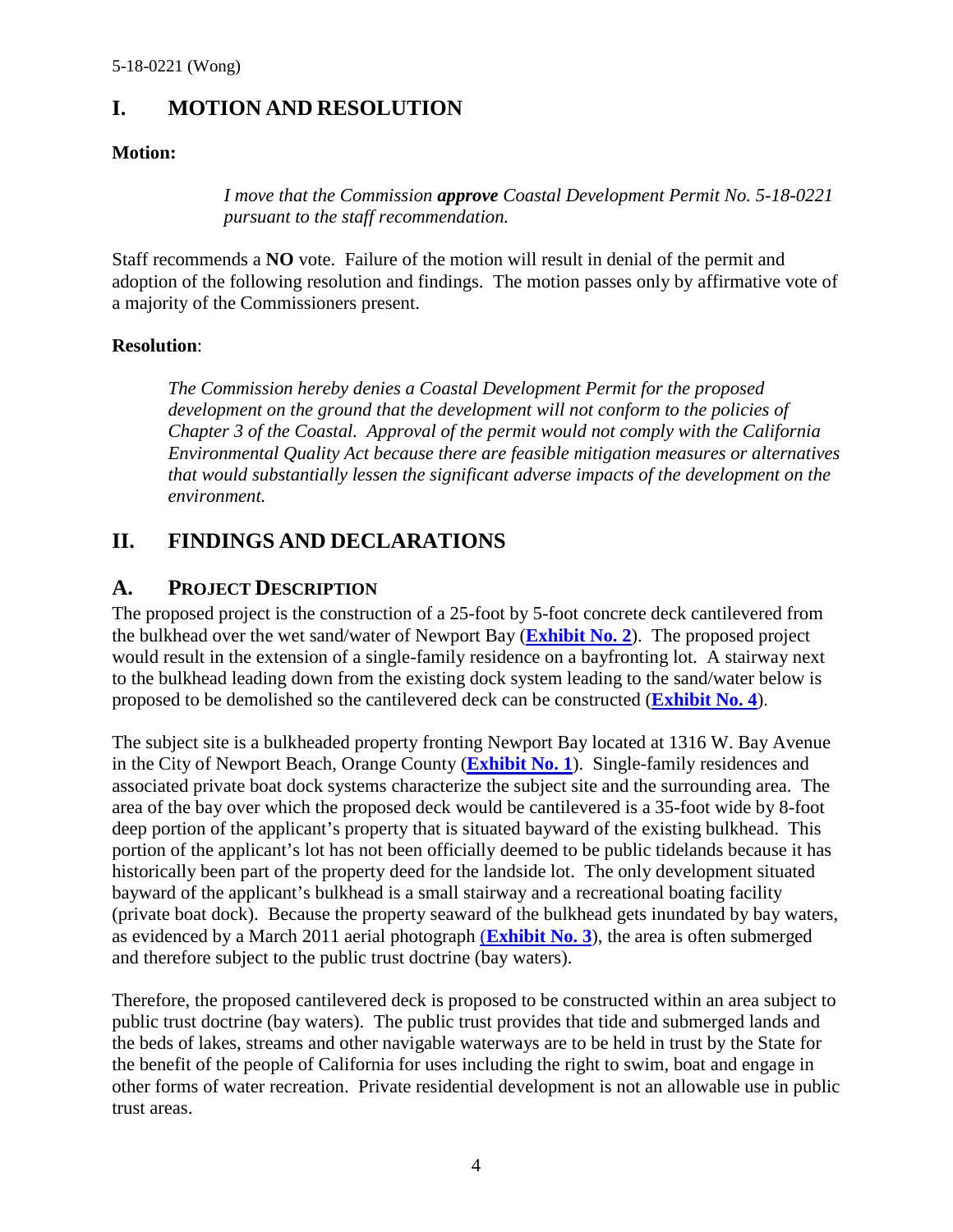# I. MOTION AND RESOLUTION

**Motion:**

> *I move that the Commission **approve** Coastal Development Permit No. 5-18-0221 pursuant to the staff recommendation.*

Staff recommends a **NO** vote. Failure of the motion will result in denial of the permit and adoption of the following resolution and findings. The motion passes only by affirmative vote of a majority of the Commissioners present.

**Resolution**:

> *The Commission hereby denies a Coastal Development Permit for the proposed development on the ground that the development will not conform to the policies of Chapter 3 of the Coastal. Approval of the permit would not comply with the California Environmental Quality Act because there are feasible mitigation measures or alternatives that would substantially lessen the significant adverse impacts of the development on the environment.*

# II. FINDINGS AND DECLARATIONS

## A. PROJECT DESCRIPTION

The proposed project is the construction of a 25-foot by 5-foot concrete deck cantilevered from the bulkhead over the wet sand/water of Newport Bay (**Exhibit No. 2**). The proposed project would result in the extension of a single-family residence on a bayfronting lot. A stairway next to the bulkhead leading down from the existing dock system leading to the sand/water below is proposed to be demolished so the cantilevered deck can be constructed (**Exhibit No. 4**).

The subject site is a bulkheaded property fronting Newport Bay located at 1316 W. Bay Avenue in the City of Newport Beach, Orange County (**Exhibit No. 1**). Single-family residences and associated private boat dock systems characterize the subject site and the surrounding area. The area of the bay over which the proposed deck would be cantilevered is a 35-foot wide by 8-foot deep portion of the applicant's property that is situated bayward of the existing bulkhead. This portion of the applicant's lot has not been officially deemed to be public tidelands because it has historically been part of the property deed for the landside lot. The only development situated bayward of the applicant's bulkhead is a small stairway and a recreational boating facility (private boat dock). Because the property seaward of the bulkhead gets inundated by bay waters, as evidenced by a March 2011 aerial photograph (**Exhibit No. 3**), the area is often submerged and therefore subject to the public trust doctrine (bay waters).

Therefore, the proposed cantilevered deck is proposed to be constructed within an area subject to public trust doctrine (bay waters). The public trust provides that tide and submerged lands and the beds of lakes, streams and other navigable waterways are to be held in trust by the State for the benefit of the people of California for uses including the right to swim, boat and engage in other forms of water recreation. Private residential development is not an allowable use in public trust areas.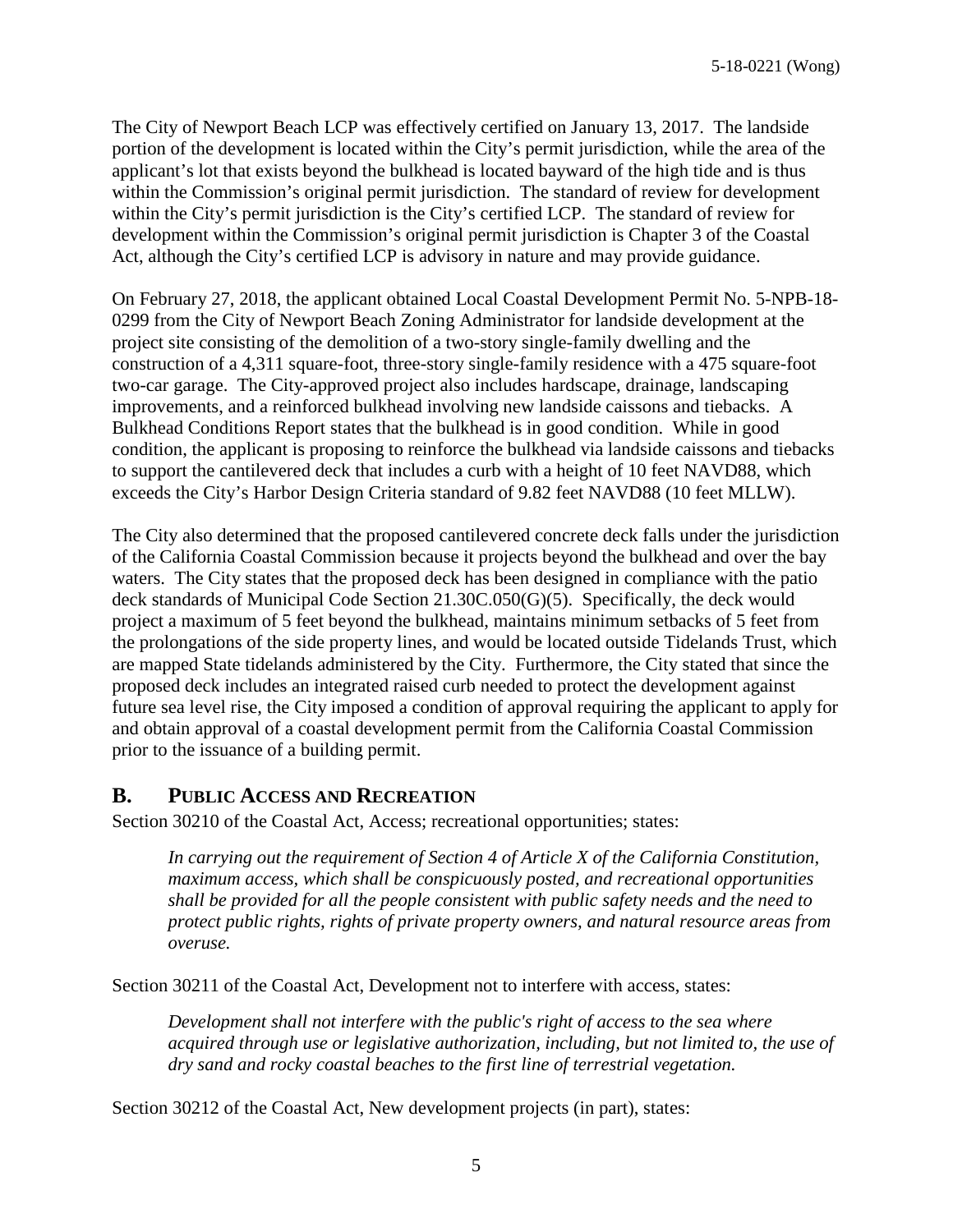The City of Newport Beach LCP was effectively certified on January 13, 2017. The landside portion of the development is located within the City's permit jurisdiction, while the area of the applicant's lot that exists beyond the bulkhead is located bayward of the high tide and is thus within the Commission's original permit jurisdiction. The standard of review for development within the City's permit jurisdiction is the City's certified LCP. The standard of review for development within the Commission's original permit jurisdiction is Chapter 3 of the Coastal Act, although the City's certified LCP is advisory in nature and may provide guidance.

On February 27, 2018, the applicant obtained Local Coastal Development Permit No. 5-NPB-18-0299 from the City of Newport Beach Zoning Administrator for landside development at the project site consisting of the demolition of a two-story single-family dwelling and the construction of a 4,311 square-foot, three-story single-family residence with a 475 square-foot two-car garage. The City-approved project also includes hardscape, drainage, landscaping improvements, and a reinforced bulkhead involving new landside caissons and tiebacks. A Bulkhead Conditions Report states that the bulkhead is in good condition. While in good condition, the applicant is proposing to reinforce the bulkhead via landside caissons and tiebacks to support the cantilevered deck that includes a curb with a height of 10 feet NAVD88, which exceeds the City's Harbor Design Criteria standard of 9.82 feet NAVD88 (10 feet MLLW).

The City also determined that the proposed cantilevered concrete deck falls under the jurisdiction of the California Coastal Commission because it projects beyond the bulkhead and over the bay waters. The City states that the proposed deck has been designed in compliance with the patio deck standards of Municipal Code Section 21.30C.050(G)(5). Specifically, the deck would project a maximum of 5 feet beyond the bulkhead, maintains minimum setbacks of 5 feet from the prolongations of the side property lines, and would be located outside Tidelands Trust, which are mapped State tidelands administered by the City. Furthermore, the City stated that since the proposed deck includes an integrated raised curb needed to protect the development against future sea level rise, the City imposed a condition of approval requiring the applicant to apply for and obtain approval of a coastal development permit from the California Coastal Commission prior to the issuance of a building permit.

## B. PUBLIC ACCESS AND RECREATION

Section 30210 of the Coastal Act, Access; recreational opportunities; states:

> *In carrying out the requirement of Section 4 of Article X of the California Constitution, maximum access, which shall be conspicuously posted, and recreational opportunities shall be provided for all the people consistent with public safety needs and the need to protect public rights, rights of private property owners, and natural resource areas from overuse.*

Section 30211 of the Coastal Act, Development not to interfere with access, states:

> *Development shall not interfere with the public's right of access to the sea where acquired through use or legislative authorization, including, but not limited to, the use of dry sand and rocky coastal beaches to the first line of terrestrial vegetation.*

Section 30212 of the Coastal Act, New development projects (in part), states: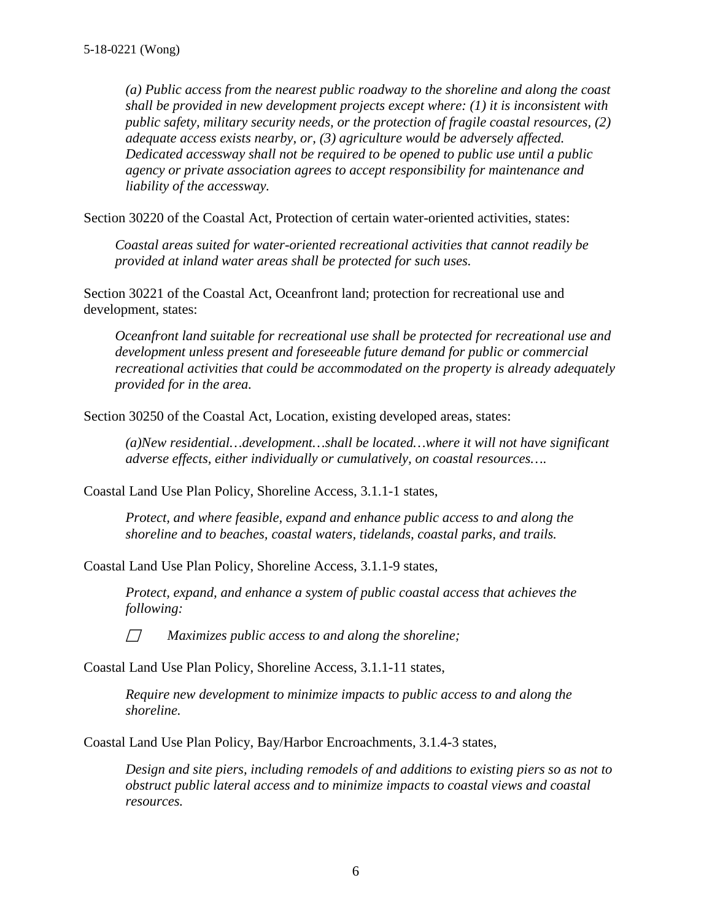*(a) Public access from the nearest public roadway to the shoreline and along the coast shall be provided in new development projects except where: (1) it is inconsistent with public safety, military security needs, or the protection of fragile coastal resources, (2) adequate access exists nearby, or, (3) agriculture would be adversely affected. Dedicated accessway shall not be required to be opened to public use until a public agency or private association agrees to accept responsibility for maintenance and liability of the accessway.*

Section 30220 of the Coastal Act, Protection of certain water-oriented activities, states:

> *Coastal areas suited for water-oriented recreational activities that cannot readily be provided at inland water areas shall be protected for such uses.*

Section 30221 of the Coastal Act, Oceanfront land; protection for recreational use and development, states:

> *Oceanfront land suitable for recreational use shall be protected for recreational use and development unless present and foreseeable future demand for public or commercial recreational activities that could be accommodated on the property is already adequately provided for in the area.*

Section 30250 of the Coastal Act, Location, existing developed areas, states:

> *(a)New residential…development…shall be located…where it will not have significant adverse effects, either individually or cumulatively, on coastal resources….*

Coastal Land Use Plan Policy, Shoreline Access, 3.1.1-1 states,

> *Protect, and where feasible, expand and enhance public access to and along the shoreline and to beaches, coastal waters, tidelands, coastal parks, and trails.*

Coastal Land Use Plan Policy, Shoreline Access, 3.1.1-9 states,

> *Protect, expand, and enhance a system of public coastal access that achieves the following:*
>
> - *Maximizes public access to and along the shoreline;*

Coastal Land Use Plan Policy, Shoreline Access, 3.1.1-11 states,

> *Require new development to minimize impacts to public access to and along the shoreline.*

Coastal Land Use Plan Policy, Bay/Harbor Encroachments, 3.1.4-3 states,

> *Design and site piers, including remodels of and additions to existing piers so as not to obstruct public lateral access and to minimize impacts to coastal views and coastal resources.*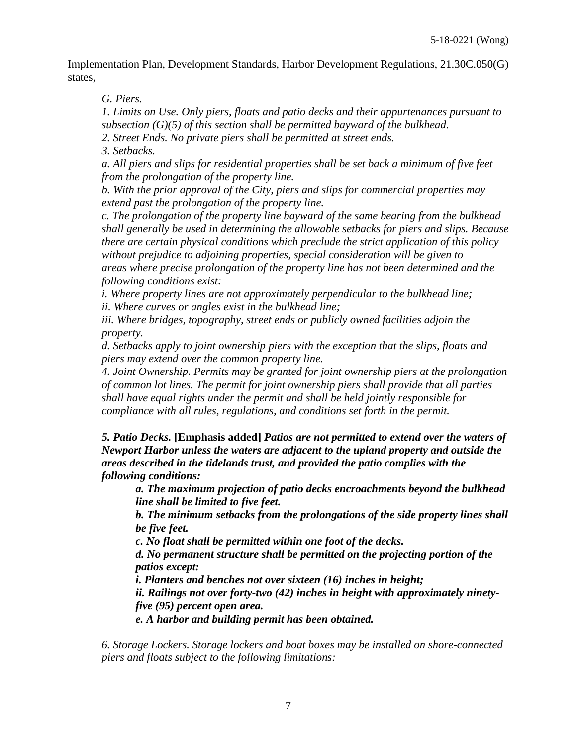Implementation Plan, Development Standards, Harbor Development Regulations, 21.30C.050(G) states,

> *G. Piers.*
>
> *1. Limits on Use. Only piers, floats and patio decks and their appurtenances pursuant to subsection (G)(5) of this section shall be permitted bayward of the bulkhead.*
>
> *2. Street Ends. No private piers shall be permitted at street ends.*
>
> *3. Setbacks.*
>
> *a. All piers and slips for residential properties shall be set back a minimum of five feet from the prolongation of the property line.*
>
> *b. With the prior approval of the City, piers and slips for commercial properties may extend past the prolongation of the property line.*
>
> *c. The prolongation of the property line bayward of the same bearing from the bulkhead shall generally be used in determining the allowable setbacks for piers and slips. Because there are certain physical conditions which preclude the strict application of this policy without prejudice to adjoining properties, special consideration will be given to areas where precise prolongation of the property line has not been determined and the following conditions exist:*
>
> *i. Where property lines are not approximately perpendicular to the bulkhead line;*
>
> *ii. Where curves or angles exist in the bulkhead line;*
>
> *iii. Where bridges, topography, street ends or publicly owned facilities adjoin the property.*
>
> *d. Setbacks apply to joint ownership piers with the exception that the slips, floats and piers may extend over the common property line.*
>
> *4. Joint Ownership. Permits may be granted for joint ownership piers at the prolongation of common lot lines. The permit for joint ownership piers shall provide that all parties shall have equal rights under the permit and shall be held jointly responsible for compliance with all rules, regulations, and conditions set forth in the permit.*
>
> ***5. Patio Decks.*** **[Emphasis added]** ***Patios are not permitted to extend over the waters of Newport Harbor unless the waters are adjacent to the upland property and outside the areas described in the tidelands trust, and provided the patio complies with the following conditions:***
>
> > ***a. The maximum projection of patio decks encroachments beyond the bulkhead line shall be limited to five feet.***
> >
> > ***b. The minimum setbacks from the prolongations of the side property lines shall be five feet.***
> >
> > ***c. No float shall be permitted within one foot of the decks.***
> >
> > ***d. No permanent structure shall be permitted on the projecting portion of the patios except:***
> >
> > ***i. Planters and benches not over sixteen (16) inches in height;***
> >
> > ***ii. Railings not over forty-two (42) inches in height with approximately ninety-five (95) percent open area.***
> >
> > ***e. A harbor and building permit has been obtained.***
>
> *6. Storage Lockers. Storage lockers and boat boxes may be installed on shore-connected piers and floats subject to the following limitations:*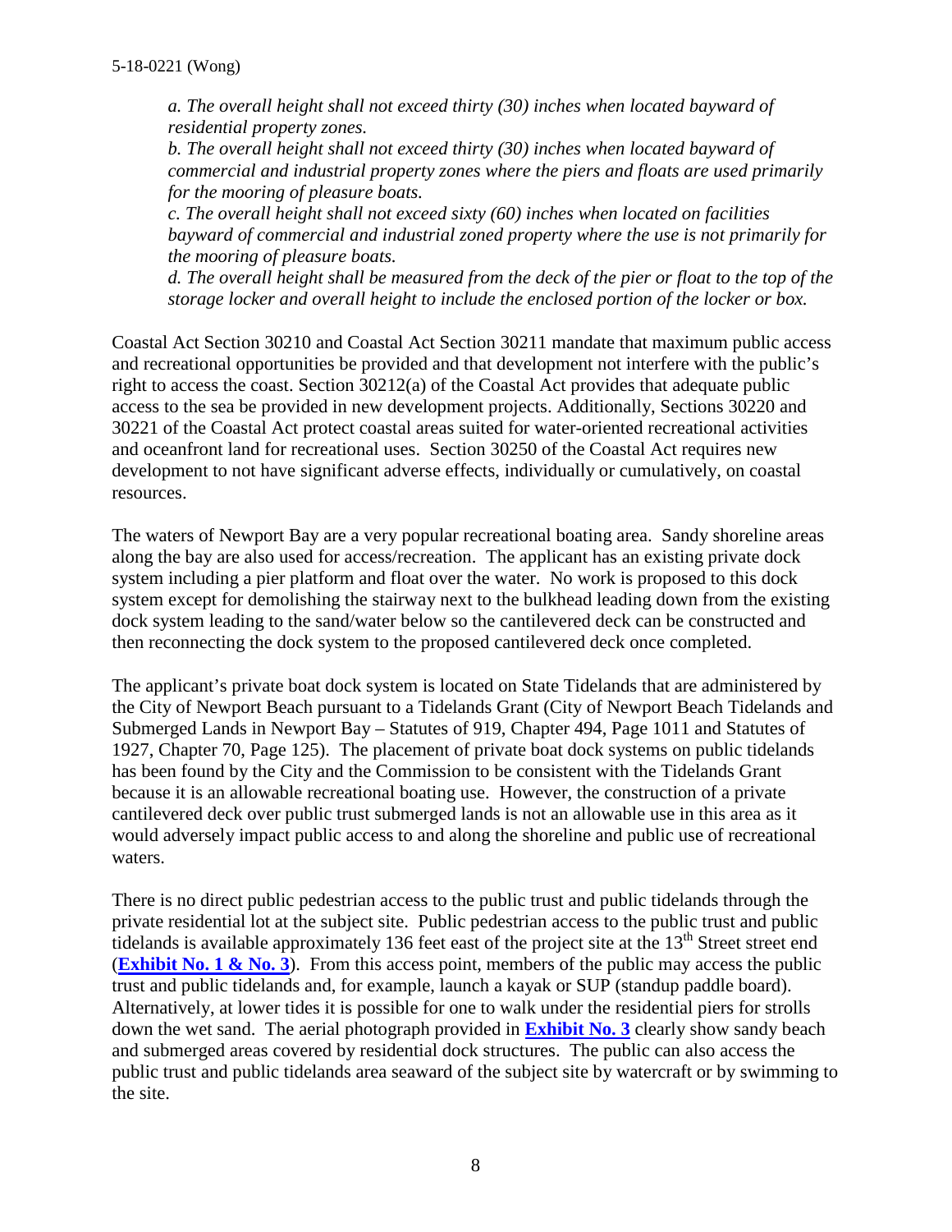*a. The overall height shall not exceed thirty (30) inches when located bayward of residential property zones.*

*b. The overall height shall not exceed thirty (30) inches when located bayward of commercial and industrial property zones where the piers and floats are used primarily for the mooring of pleasure boats.*

*c. The overall height shall not exceed sixty (60) inches when located on facilities bayward of commercial and industrial zoned property where the use is not primarily for the mooring of pleasure boats.*

*d. The overall height shall be measured from the deck of the pier or float to the top of the storage locker and overall height to include the enclosed portion of the locker or box.*

Coastal Act Section 30210 and Coastal Act Section 30211 mandate that maximum public access and recreational opportunities be provided and that development not interfere with the public's right to access the coast. Section 30212(a) of the Coastal Act provides that adequate public access to the sea be provided in new development projects. Additionally, Sections 30220 and 30221 of the Coastal Act protect coastal areas suited for water-oriented recreational activities and oceanfront land for recreational uses. Section 30250 of the Coastal Act requires new development to not have significant adverse effects, individually or cumulatively, on coastal resources.

The waters of Newport Bay are a very popular recreational boating area. Sandy shoreline areas along the bay are also used for access/recreation. The applicant has an existing private dock system including a pier platform and float over the water. No work is proposed to this dock system except for demolishing the stairway next to the bulkhead leading down from the existing dock system leading to the sand/water below so the cantilevered deck can be constructed and then reconnecting the dock system to the proposed cantilevered deck once completed.

The applicant's private boat dock system is located on State Tidelands that are administered by the City of Newport Beach pursuant to a Tidelands Grant (City of Newport Beach Tidelands and Submerged Lands in Newport Bay – Statutes of 919, Chapter 494, Page 1011 and Statutes of 1927, Chapter 70, Page 125). The placement of private boat dock systems on public tidelands has been found by the City and the Commission to be consistent with the Tidelands Grant because it is an allowable recreational boating use. However, the construction of a private cantilevered deck over public trust submerged lands is not an allowable use in this area as it would adversely impact public access to and along the shoreline and public use of recreational waters.

There is no direct public pedestrian access to the public trust and public tidelands through the private residential lot at the subject site. Public pedestrian access to the public trust and public tidelands is available approximately 136 feet east of the project site at the 13th Street street end (**Exhibit No. 1 & No. 3**). From this access point, members of the public may access the public trust and public tidelands and, for example, launch a kayak or SUP (standup paddle board). Alternatively, at lower tides it is possible for one to walk under the residential piers for strolls down the wet sand. The aerial photograph provided in **Exhibit No. 3** clearly show sandy beach and submerged areas covered by residential dock structures. The public can also access the public trust and public tidelands area seaward of the subject site by watercraft or by swimming to the site.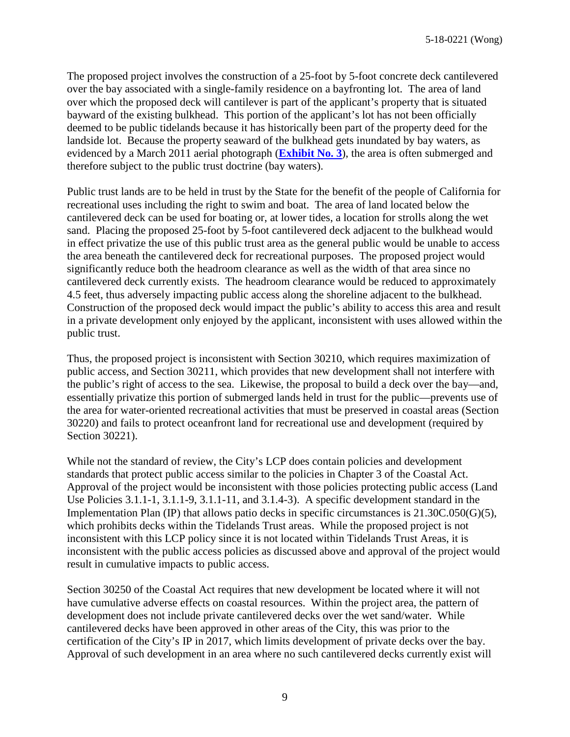The proposed project involves the construction of a 25-foot by 5-foot concrete deck cantilevered over the bay associated with a single-family residence on a bayfronting lot. The area of land over which the proposed deck will cantilever is part of the applicant's property that is situated bayward of the existing bulkhead. This portion of the applicant's lot has not been officially deemed to be public tidelands because it has historically been part of the property deed for the landside lot. Because the property seaward of the bulkhead gets inundated by bay waters, as evidenced by a March 2011 aerial photograph (**Exhibit No. 3**), the area is often submerged and therefore subject to the public trust doctrine (bay waters).

Public trust lands are to be held in trust by the State for the benefit of the people of California for recreational uses including the right to swim and boat. The area of land located below the cantilevered deck can be used for boating or, at lower tides, a location for strolls along the wet sand. Placing the proposed 25-foot by 5-foot cantilevered deck adjacent to the bulkhead would in effect privatize the use of this public trust area as the general public would be unable to access the area beneath the cantilevered deck for recreational purposes. The proposed project would significantly reduce both the headroom clearance as well as the width of that area since no cantilevered deck currently exists. The headroom clearance would be reduced to approximately 4.5 feet, thus adversely impacting public access along the shoreline adjacent to the bulkhead. Construction of the proposed deck would impact the public's ability to access this area and result in a private development only enjoyed by the applicant, inconsistent with uses allowed within the public trust.

Thus, the proposed project is inconsistent with Section 30210, which requires maximization of public access, and Section 30211, which provides that new development shall not interfere with the public's right of access to the sea. Likewise, the proposal to build a deck over the bay—and, essentially privatize this portion of submerged lands held in trust for the public—prevents use of the area for water-oriented recreational activities that must be preserved in coastal areas (Section 30220) and fails to protect oceanfront land for recreational use and development (required by Section 30221).

While not the standard of review, the City's LCP does contain policies and development standards that protect public access similar to the policies in Chapter 3 of the Coastal Act. Approval of the project would be inconsistent with those policies protecting public access (Land Use Policies 3.1.1-1, 3.1.1-9, 3.1.1-11, and 3.1.4-3). A specific development standard in the Implementation Plan (IP) that allows patio decks in specific circumstances is 21.30C.050(G)(5), which prohibits decks within the Tidelands Trust areas. While the proposed project is not inconsistent with this LCP policy since it is not located within Tidelands Trust Areas, it is inconsistent with the public access policies as discussed above and approval of the project would result in cumulative impacts to public access.

Section 30250 of the Coastal Act requires that new development be located where it will not have cumulative adverse effects on coastal resources. Within the project area, the pattern of development does not include private cantilevered decks over the wet sand/water. While cantilevered decks have been approved in other areas of the City, this was prior to the certification of the City's IP in 2017, which limits development of private decks over the bay. Approval of such development in an area where no such cantilevered decks currently exist will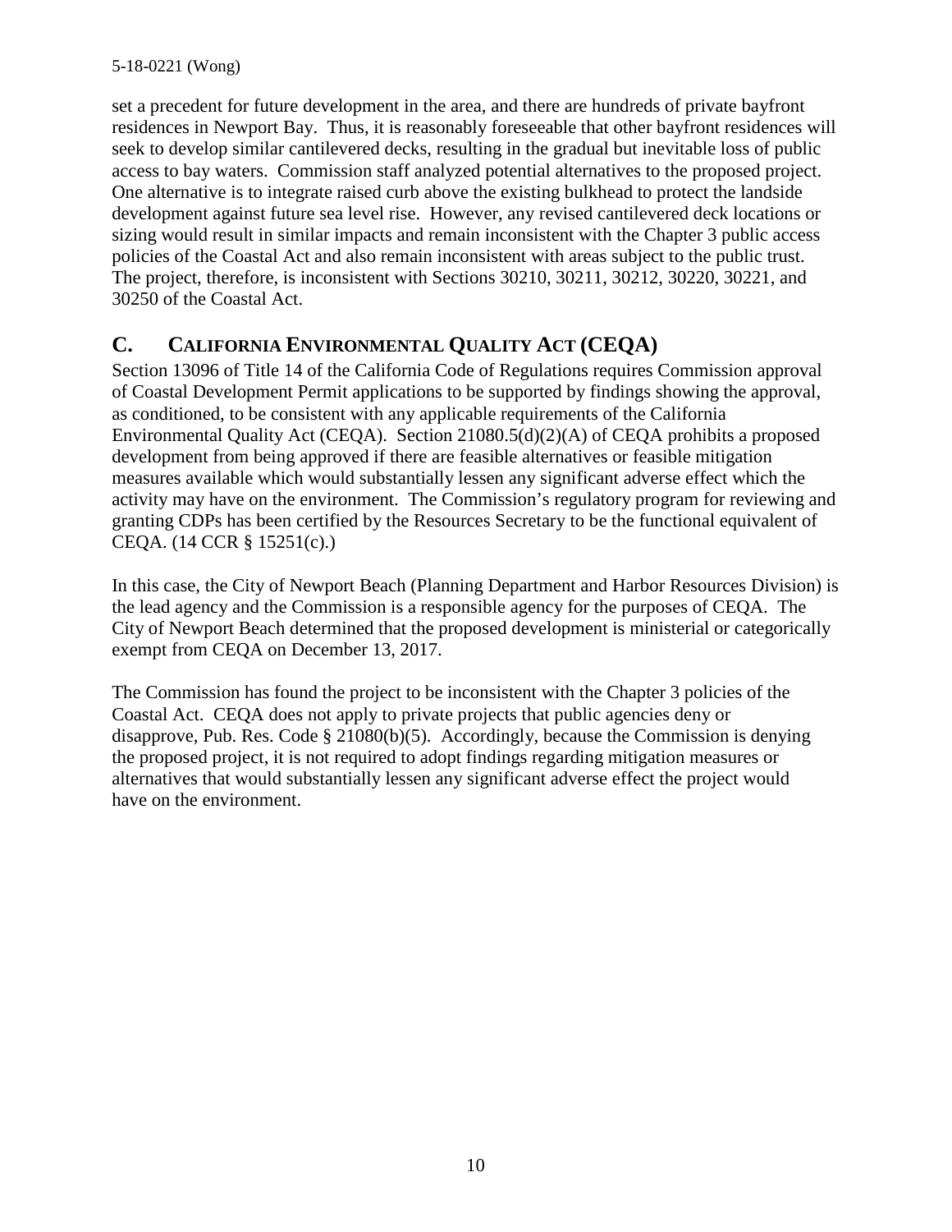set a precedent for future development in the area, and there are hundreds of private bayfront residences in Newport Bay. Thus, it is reasonably foreseeable that other bayfront residences will seek to develop similar cantilevered decks, resulting in the gradual but inevitable loss of public access to bay waters. Commission staff analyzed potential alternatives to the proposed project. One alternative is to integrate raised curb above the existing bulkhead to protect the landside development against future sea level rise. However, any revised cantilevered deck locations or sizing would result in similar impacts and remain inconsistent with the Chapter 3 public access policies of the Coastal Act and also remain inconsistent with areas subject to the public trust. The project, therefore, is inconsistent with Sections 30210, 30211, 30212, 30220, 30221, and 30250 of the Coastal Act.

## C. CALIFORNIA ENVIRONMENTAL QUALITY ACT (CEQA)

Section 13096 of Title 14 of the California Code of Regulations requires Commission approval of Coastal Development Permit applications to be supported by findings showing the approval, as conditioned, to be consistent with any applicable requirements of the California Environmental Quality Act (CEQA). Section 21080.5(d)(2)(A) of CEQA prohibits a proposed development from being approved if there are feasible alternatives or feasible mitigation measures available which would substantially lessen any significant adverse effect which the activity may have on the environment. The Commission's regulatory program for reviewing and granting CDPs has been certified by the Resources Secretary to be the functional equivalent of CEQA. (14 CCR § 15251(c).)

In this case, the City of Newport Beach (Planning Department and Harbor Resources Division) is the lead agency and the Commission is a responsible agency for the purposes of CEQA. The City of Newport Beach determined that the proposed development is ministerial or categorically exempt from CEQA on December 13, 2017.

The Commission has found the project to be inconsistent with the Chapter 3 policies of the Coastal Act. CEQA does not apply to private projects that public agencies deny or disapprove, Pub. Res. Code § 21080(b)(5). Accordingly, because the Commission is denying the proposed project, it is not required to adopt findings regarding mitigation measures or alternatives that would substantially lessen any significant adverse effect the project would have on the environment.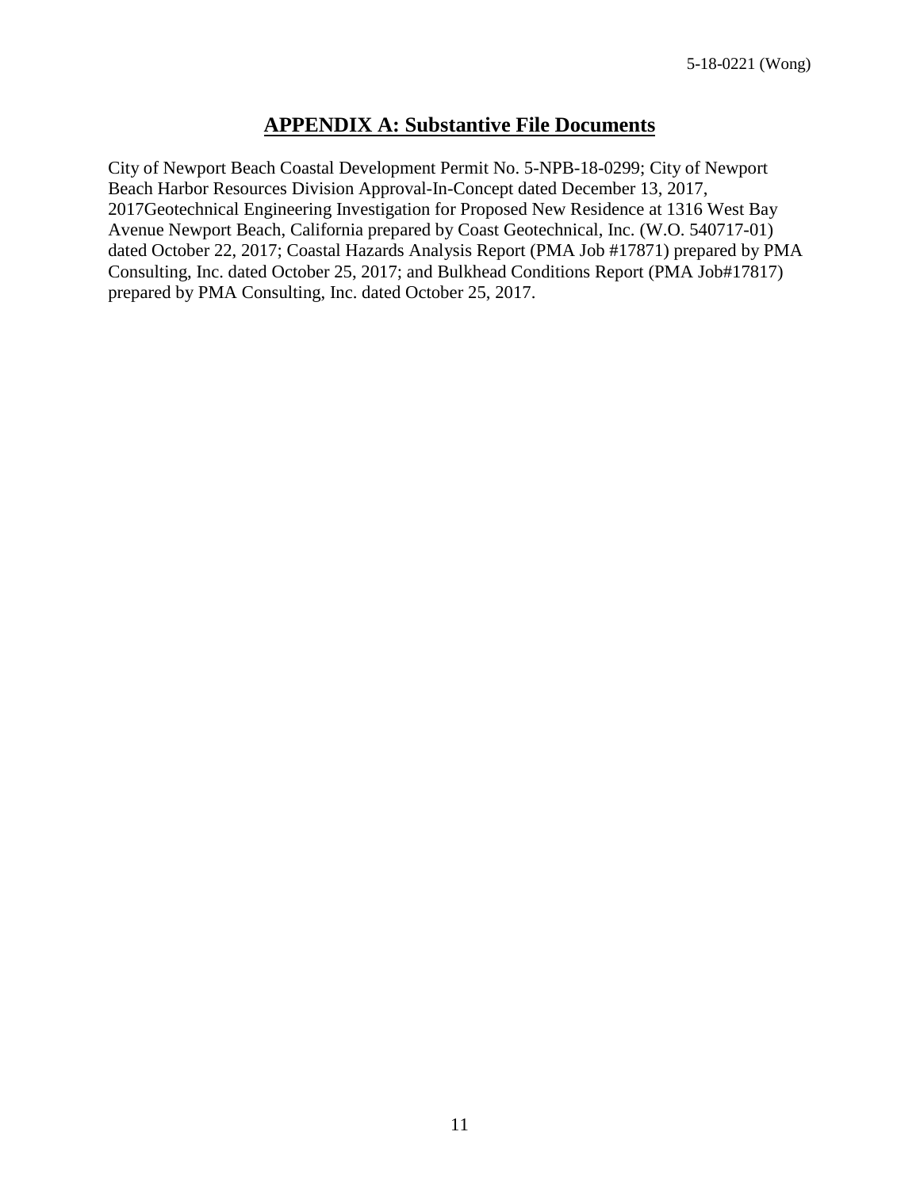## APPENDIX A: Substantive File Documents

City of Newport Beach Coastal Development Permit No. 5-NPB-18-0299; City of Newport Beach Harbor Resources Division Approval-In-Concept dated December 13, 2017, 2017Geotechnical Engineering Investigation for Proposed New Residence at 1316 West Bay Avenue Newport Beach, California prepared by Coast Geotechnical, Inc. (W.O. 540717-01) dated October 22, 2017; Coastal Hazards Analysis Report (PMA Job #17871) prepared by PMA Consulting, Inc. dated October 25, 2017; and Bulkhead Conditions Report (PMA Job#17817) prepared by PMA Consulting, Inc. dated October 25, 2017.